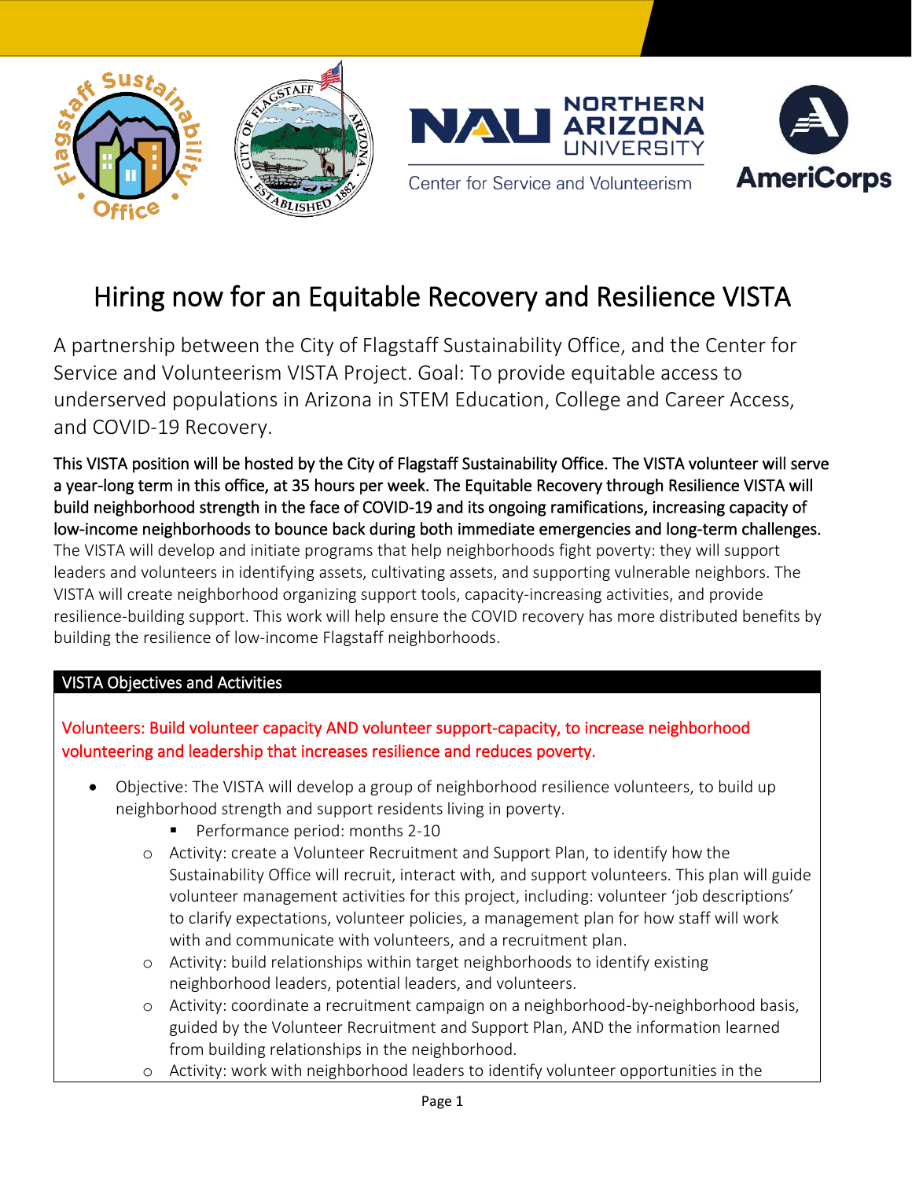# Hiring now for an Equitable Recovery and Resilience VISTA

A partnership between the City of Flagstaff Sustainability Office, and the Center for Service and Volunteerism VISTA Project. Goal: To provide equitable access to underserved populations in Arizona in STEM Education, College and Career Access, and COVID-19 Recovery.

This VISTA position will be hosted by the City of Flagstaff Sustainability Office. The VISTA volunteer will serve a year-long term in this office, at 35 hours per week. The Equitable Recovery through Resilience VISTA will build neighborhood strength in the face of COVID-19 and its ongoing ramifications, increasing capacity of low-income neighborhoods to bounce back during both immediate emergencies and long-term challenges. The VISTA will develop and initiate programs that help neighborhoods fight poverty: they will support leaders and volunteers in identifying assets, cultivating assets, and supporting vulnerable neighbors. The VISTA will create neighborhood organizing support tools, capacity-increasing activities, and provide resilience-building support. This work will help ensure the COVID recovery has more distributed benefits by building the resilience of low-income Flagstaff neighborhoods.

## VISTA Objectives and Activities

**Volunteers: Build volunteer capacity AND volunteer support-capacity, to increase neighborhood volunteering and leadership that increases resilience and reduces poverty.**

- Objective: The VISTA will develop a group of neighborhood resilience volunteers, to build up neighborhood strength and support residents living in poverty.
  - Performance period: months 2-10
  - Activity: create a Volunteer Recruitment and Support Plan, to identify how the Sustainability Office will recruit, interact with, and support volunteers. This plan will guide volunteer management activities for this project, including: volunteer 'job descriptions' to clarify expectations, volunteer policies, a management plan for how staff will work with and communicate with volunteers, and a recruitment plan.
  - Activity: build relationships within target neighborhoods to identify existing neighborhood leaders, potential leaders, and volunteers.
  - Activity: coordinate a recruitment campaign on a neighborhood-by-neighborhood basis, guided by the Volunteer Recruitment and Support Plan, AND the information learned from building relationships in the neighborhood.
  - Activity: work with neighborhood leaders to identify volunteer opportunities in the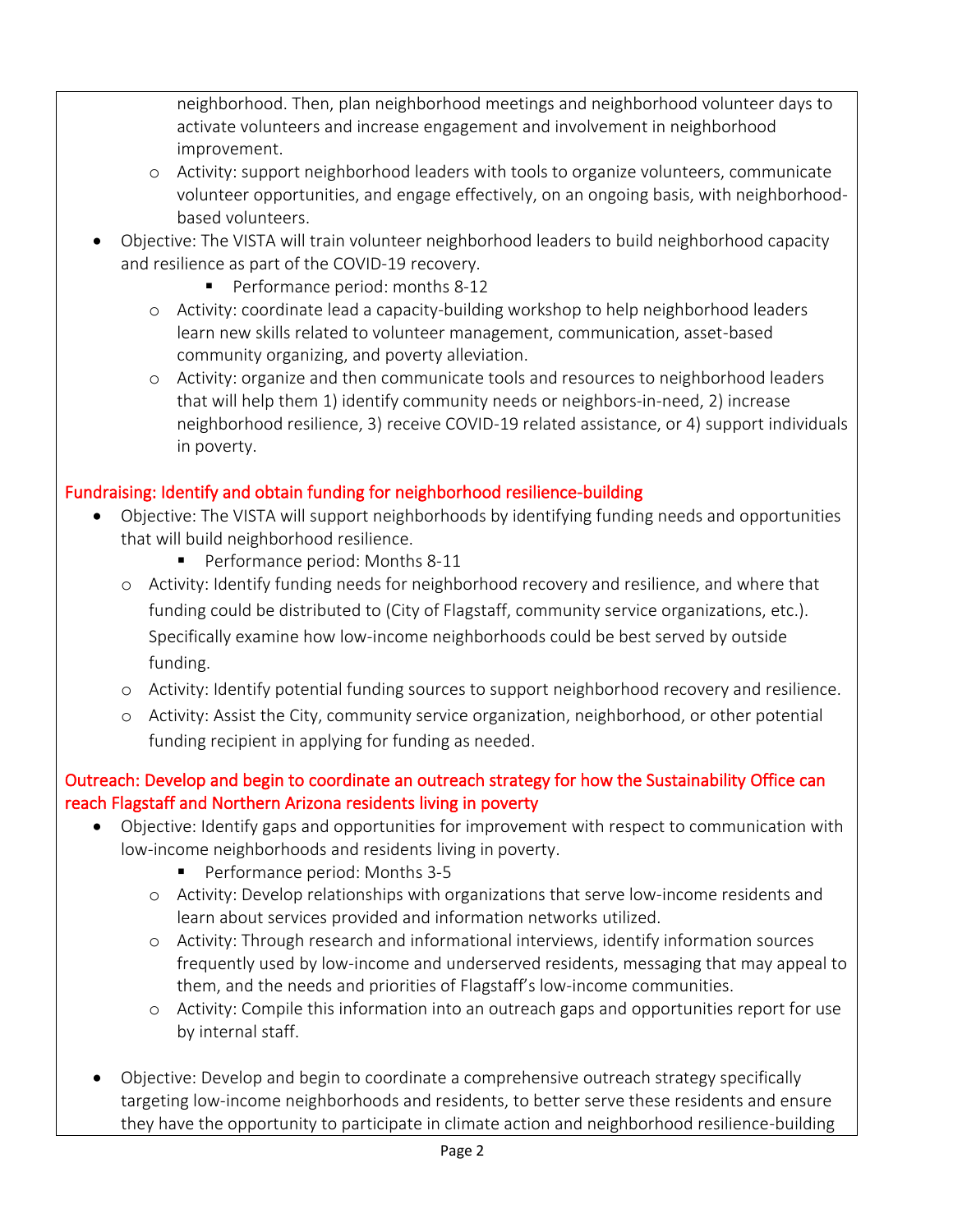neighborhood. Then, plan neighborhood meetings and neighborhood volunteer days to activate volunteers and increase engagement and involvement in neighborhood improvement.

  - Activity: support neighborhood leaders with tools to organize volunteers, communicate volunteer opportunities, and engage effectively, on an ongoing basis, with neighborhood-based volunteers.
- Objective: The VISTA will train volunteer neighborhood leaders to build neighborhood capacity and resilience as part of the COVID-19 recovery.
    - Performance period: months 8-12
  - Activity: coordinate lead a capacity-building workshop to help neighborhood leaders learn new skills related to volunteer management, communication, asset-based community organizing, and poverty alleviation.
  - Activity: organize and then communicate tools and resources to neighborhood leaders that will help them 1) identify community needs or neighbors-in-need, 2) increase neighborhood resilience, 3) receive COVID-19 related assistance, or 4) support individuals in poverty.

### Fundraising: Identify and obtain funding for neighborhood resilience-building

- Objective: The VISTA will support neighborhoods by identifying funding needs and opportunities that will build neighborhood resilience.
    - Performance period: Months 8-11
  - Activity: Identify funding needs for neighborhood recovery and resilience, and where that funding could be distributed to (City of Flagstaff, community service organizations, etc.). Specifically examine how low-income neighborhoods could be best served by outside funding.
  - Activity: Identify potential funding sources to support neighborhood recovery and resilience.
  - Activity: Assist the City, community service organization, neighborhood, or other potential funding recipient in applying for funding as needed.

### Outreach: Develop and begin to coordinate an outreach strategy for how the Sustainability Office can reach Flagstaff and Northern Arizona residents living in poverty

- Objective: Identify gaps and opportunities for improvement with respect to communication with low-income neighborhoods and residents living in poverty.
    - Performance period: Months 3-5
  - Activity: Develop relationships with organizations that serve low-income residents and learn about services provided and information networks utilized.
  - Activity: Through research and informational interviews, identify information sources frequently used by low-income and underserved residents, messaging that may appeal to them, and the needs and priorities of Flagstaff's low-income communities.
  - Activity: Compile this information into an outreach gaps and opportunities report for use by internal staff.

- Objective: Develop and begin to coordinate a comprehensive outreach strategy specifically targeting low-income neighborhoods and residents, to better serve these residents and ensure they have the opportunity to participate in climate action and neighborhood resilience-building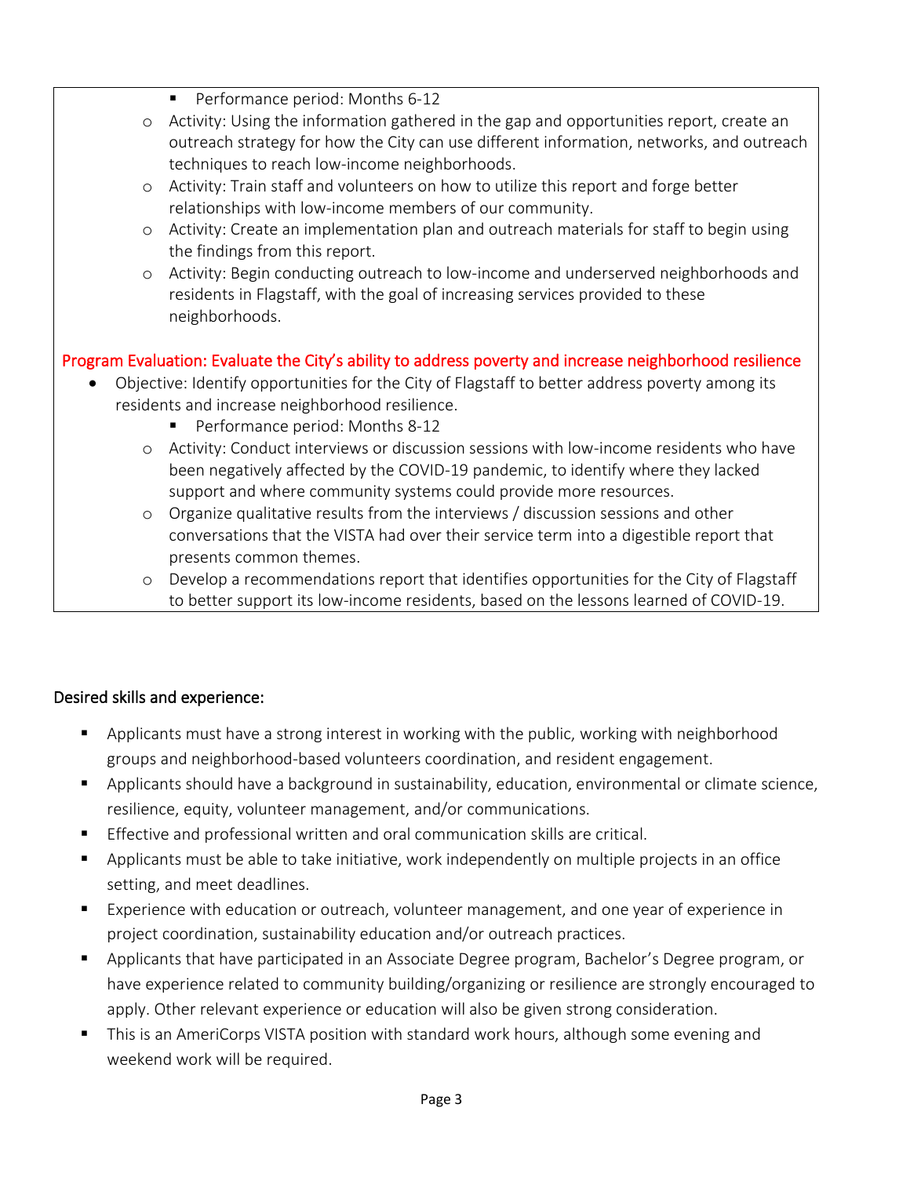- Performance period: Months 6-12
    - Activity: Using the information gathered in the gap and opportunities report, create an outreach strategy for how the City can use different information, networks, and outreach techniques to reach low-income neighborhoods.
    - Activity: Train staff and volunteers on how to utilize this report and forge better relationships with low-income members of our community.
    - Activity: Create an implementation plan and outreach materials for staff to begin using the findings from this report.
    - Activity: Begin conducting outreach to low-income and underserved neighborhoods and residents in Flagstaff, with the goal of increasing services provided to these neighborhoods.

**Program Evaluation: Evaluate the City's ability to address poverty and increase neighborhood resilience**

- Objective: Identify opportunities for the City of Flagstaff to better address poverty among its residents and increase neighborhood resilience.
        - Performance period: Months 8-12
    - Activity: Conduct interviews or discussion sessions with low-income residents who have been negatively affected by the COVID-19 pandemic, to identify where they lacked support and where community systems could provide more resources.
    - Organize qualitative results from the interviews / discussion sessions and other conversations that the VISTA had over their service term into a digestible report that presents common themes.
    - Develop a recommendations report that identifies opportunities for the City of Flagstaff to better support its low-income residents, based on the lessons learned of COVID-19.

## Desired skills and experience:

- Applicants must have a strong interest in working with the public, working with neighborhood groups and neighborhood-based volunteers coordination, and resident engagement.
- Applicants should have a background in sustainability, education, environmental or climate science, resilience, equity, volunteer management, and/or communications.
- Effective and professional written and oral communication skills are critical.
- Applicants must be able to take initiative, work independently on multiple projects in an office setting, and meet deadlines.
- Experience with education or outreach, volunteer management, and one year of experience in project coordination, sustainability education and/or outreach practices.
- Applicants that have participated in an Associate Degree program, Bachelor's Degree program, or have experience related to community building/organizing or resilience are strongly encouraged to apply. Other relevant experience or education will also be given strong consideration.
- This is an AmeriCorps VISTA position with standard work hours, although some evening and weekend work will be required.